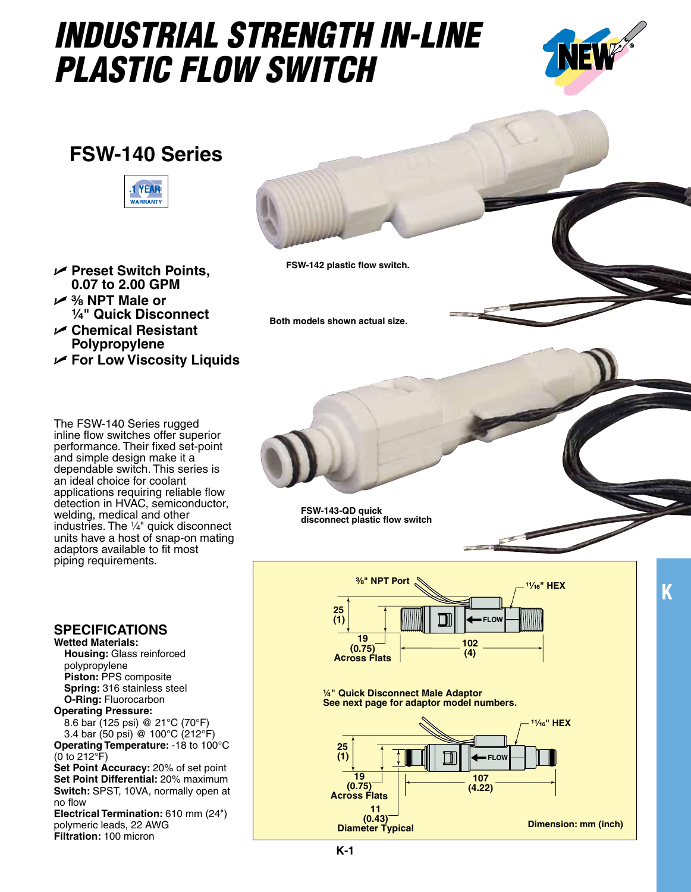# INDUSTRIAL STRENGTH IN-LINE PLASTIC FLOW SWITCH

## FSW-140 Series

1 YEAR WARRANTY

- ✔ **Preset Switch Points, 0.07 to 2.00 GPM**
- ✔ **3⁄8 NPT Male or 1⁄4" Quick Disconnect**
- ✔ **Chemical Resistant Polypropylene**
- ✔ **For Low Viscosity Liquids**

**FSW-142 plastic flow switch.**

**Both models shown actual size.**

**FSW-143-QD quick disconnect plastic flow switch**

The FSW-140 Series rugged inline flow switches offer superior performance. Their fixed set-point and simple design make it a dependable switch. This series is an ideal choice for coolant applications requiring reliable flow detection in HVAC, semiconductor, welding, medical and other industries. The 1⁄4" quick disconnect units have a host of snap-on mating adaptors available to fit most piping requirements.

### SPECIFICATIONS

**Wetted Materials:**
- **Housing:** Glass reinforced polypropylene
- **Piston:** PPS composite
- **Spring:** 316 stainless steel
- **O-Ring:** Fluorocarbon

**Operating Pressure:**
- 8.6 bar (125 psi) @ 21°C (70°F)
- 3.4 bar (50 psi) @ 100°C (212°F)

**Operating Temperature:** -18 to 100°C (0 to 212°F)
**Set Point Accuracy:** 20% of set point
**Set Point Differential:** 20% maximum
**Switch:** SPST, 10VA, normally open at no flow
**Electrical Termination:** 610 mm (24") polymeric leads, 22 AWG
**Filtration:** 100 micron

**3⁄8" NPT Port** — **11⁄16" HEX** — 25 (1) — 19 (0.75) Across Flats — 102 (4) — FLOW

**1⁄4" Quick Disconnect Male Adaptor**
**See next page for adaptor model numbers.**

**11⁄16" HEX** — 25 (1) — 19 (0.75) Across Flats — 107 (4.22) — 11 (0.43) Diameter Typical — FLOW

**Dimension: mm (inch)**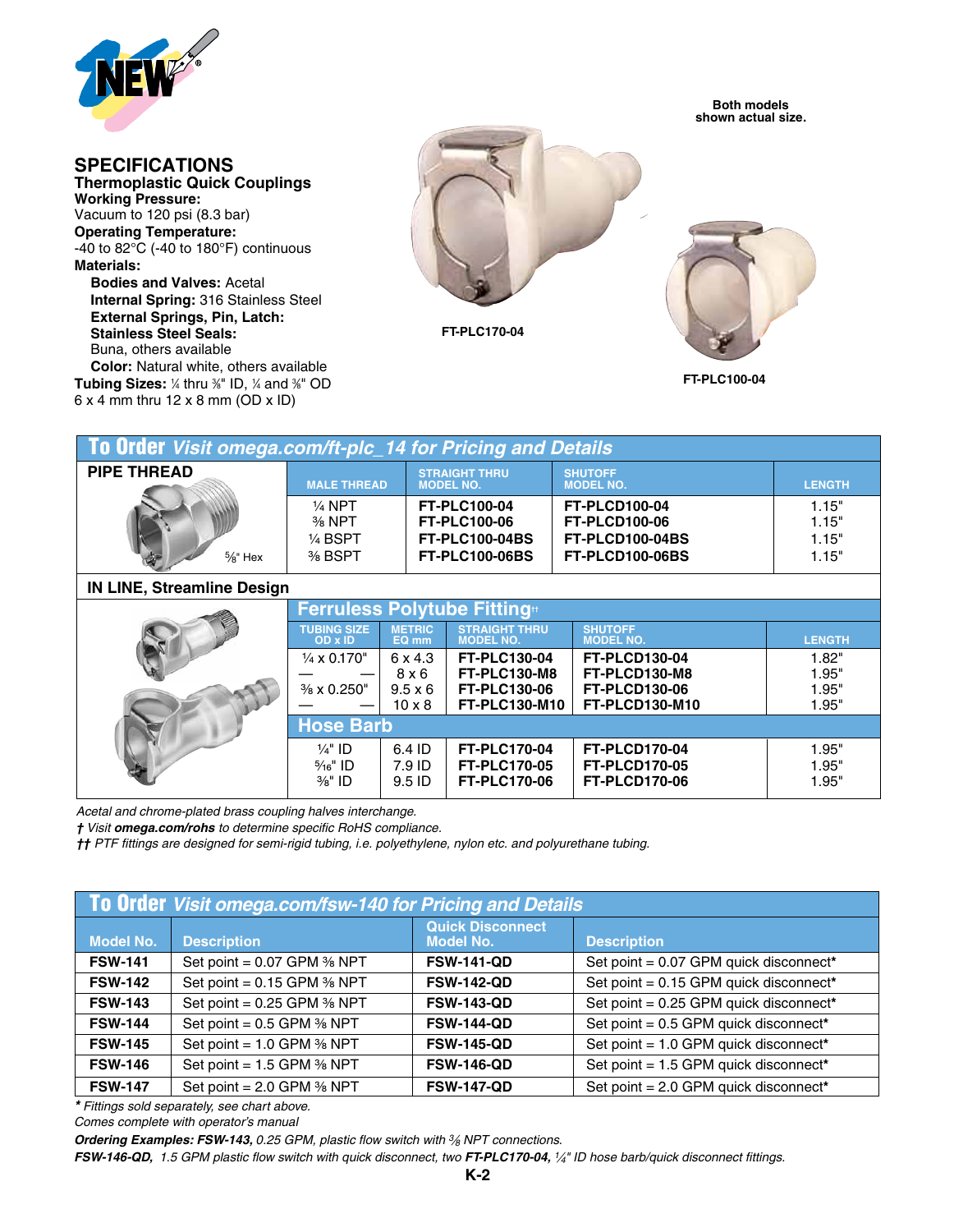## SPECIFICATIONS

### Thermoplastic Quick Couplings

**Working Pressure:**
Vacuum to 120 psi (8.3 bar)

**Operating Temperature:**
-40 to 82°C (-40 to 180°F) continuous

**Materials:**

**Bodies and Valves:** Acetal
**Internal Spring:** 316 Stainless Steel
**External Springs, Pin, Latch:**
**Stainless Steel Seals:**
Buna, others available
**Color:** Natural white, others available

**Tubing Sizes:** ¼ thru ⅜" ID, ¼ and ⅜" OD
6 x 4 mm thru 12 x 8 mm (OD x ID)

Both models shown actual size.

FT-PLC170-04

FT-PLC100-04

## To Order *Visit omega.com/ft-plc_14 for Pricing and Details*

**PIPE THREAD** (⅝" Hex)

| MALE THREAD | STRAIGHT THRU MODEL NO. | SHUTOFF MODEL NO. | LENGTH |
|---|---|---|---|
| ¼ NPT | **FT-PLC100-04** | **FT-PLCD100-04** | 1.15" |
| ⅜ NPT | **FT-PLC100-06** | **FT-PLCD100-06** | 1.15" |
| ¼ BSPT | **FT-PLC100-04BS** | **FT-PLCD100-04BS** | 1.15" |
| ⅜ BSPT | **FT-PLC100-06BS** | **FT-PLCD100-06BS** | 1.15" |

**IN LINE, Streamline Design**

| TUBING SIZE OD x ID | METRIC EQ mm | STRAIGHT THRU MODEL NO. | SHUTOFF MODEL NO. | LENGTH |
|---|---|---|---|---|
| **Ferrules Polytube Fitting††** | | | | |
| ¼ x 0.170" | 6 x 4.3 | **FT-PLC130-04** | **FT-PLCD130-04** | 1.82" |
| — | 8 x 6 | **FT-PLC130-M8** | **FT-PLCD130-M8** | 1.95" |
| ⅜ x 0.250" | 9.5 x 6 | **FT-PLC130-06** | **FT-PLCD130-06** | 1.95" |
| — | 10 x 8 | **FT-PLC130-M10** | **FT-PLCD130-M10** | 1.95" |
| **Hose Barb** | | | | |
| ¼" ID | 6.4 ID | **FT-PLC170-04** | **FT-PLCD170-04** | 1.95" |
| ⁵⁄₁₆" ID | 7.9 ID | **FT-PLC170-05** | **FT-PLCD170-05** | 1.95" |
| ⅜" ID | 9.5 ID | **FT-PLC170-06** | **FT-PLCD170-06** | 1.95" |

*Acetal and chrome-plated brass coupling halves interchange.*
*† Visit* ***omega.com/rohs*** *to determine specific RoHS compliance.*
*†† PTF fittings are designed for semi-rigid tubing, i.e. polyethylene, nylon etc. and polyurethane tubing.*

## To Order *Visit omega.com/fsw-140 for Pricing and Details*

| Model No. | Description | Quick Disconnect Model No. | Description |
|---|---|---|---|
| **FSW-141** | Set point = 0.07 GPM ⅜ NPT | **FSW-141-QD** | Set point = 0.07 GPM quick disconnect* |
| **FSW-142** | Set point = 0.15 GPM ⅜ NPT | **FSW-142-QD** | Set point = 0.15 GPM quick disconnect* |
| **FSW-143** | Set point = 0.25 GPM ⅜ NPT | **FSW-143-QD** | Set point = 0.25 GPM quick disconnect* |
| **FSW-144** | Set point = 0.5 GPM ⅜ NPT | **FSW-144-QD** | Set point = 0.5 GPM quick disconnect* |
| **FSW-145** | Set point = 1.0 GPM ⅜ NPT | **FSW-145-QD** | Set point = 1.0 GPM quick disconnect* |
| **FSW-146** | Set point = 1.5 GPM ⅜ NPT | **FSW-146-QD** | Set point = 1.5 GPM quick disconnect* |
| **FSW-147** | Set point = 2.0 GPM ⅜ NPT | **FSW-147-QD** | Set point = 2.0 GPM quick disconnect* |

*\* Fittings sold separately, see chart above.*
*Comes complete with operator's manual*
***Ordering Examples: FSW-143,*** *0.25 GPM, plastic flow switch with ⅜ NPT connections.*
***FSW-146-QD,*** *1.5 GPM plastic flow switch with quick disconnect, two* ***FT-PLC170-04,*** *¼" ID hose barb/quick disconnect fittings.*